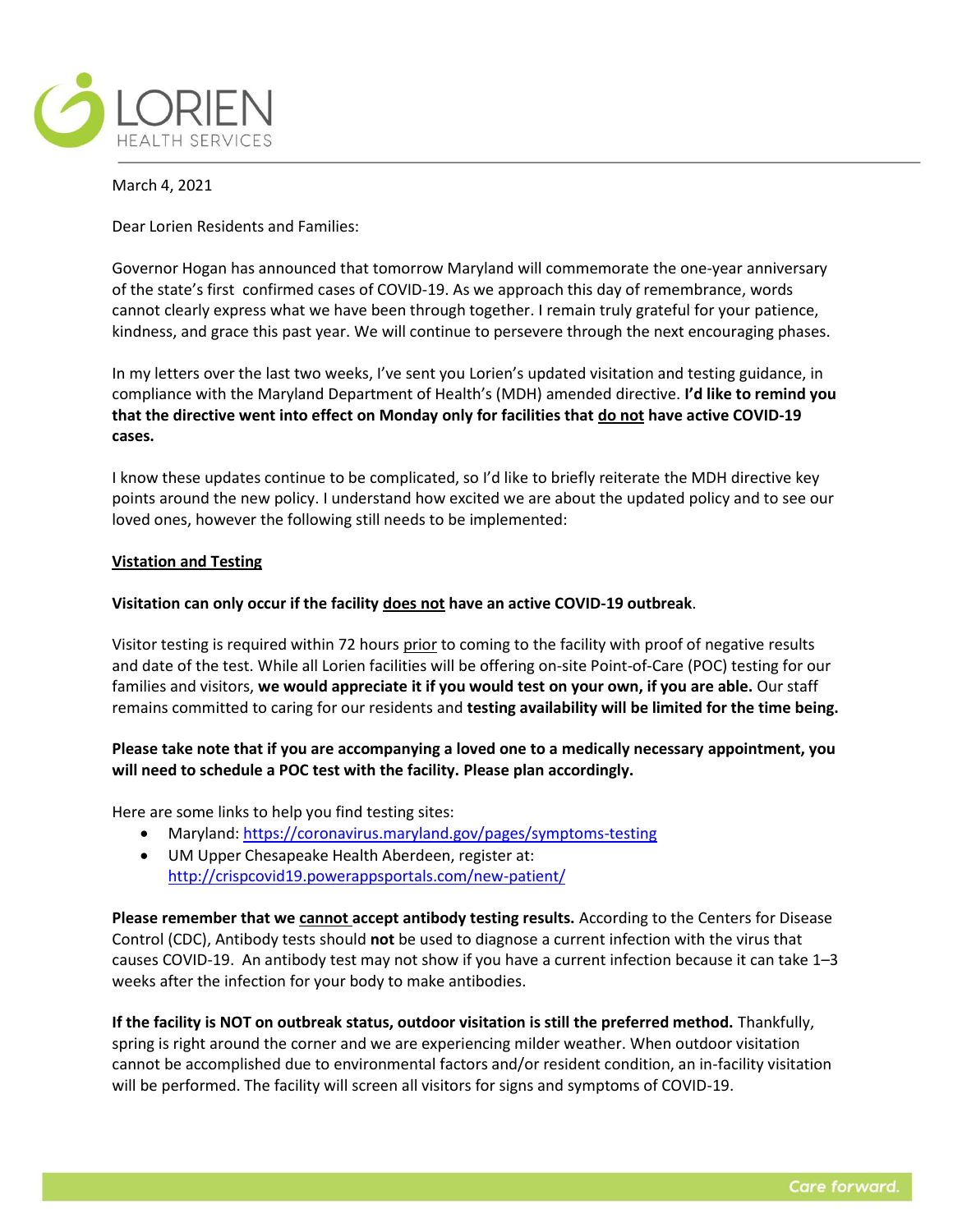LORIEN
HEALTH SERVICES

March 4, 2021

Dear Lorien Residents and Families:

Governor Hogan has announced that tomorrow Maryland will commemorate the one-year anniversary of the state's first confirmed cases of COVID-19. As we approach this day of remembrance, words cannot clearly express what we have been through together. I remain truly grateful for your patience, kindness, and grace this past year. We will continue to persevere through the next encouraging phases.

In my letters over the last two weeks, I've sent you Lorien's updated visitation and testing guidance, in compliance with the Maryland Department of Health's (MDH) amended directive. **I'd like to remind you that the directive went into effect on Monday only for facilities that do not have active COVID-19 cases.**

I know these updates continue to be complicated, so I'd like to briefly reiterate the MDH directive key points around the new policy. I understand how excited we are about the updated policy and to see our loved ones, however the following still needs to be implemented:

**Vistation and Testing**

**Visitation can only occur if the facility does not have an active COVID-19 outbreak**.

Visitor testing is required within 72 hours prior to coming to the facility with proof of negative results and date of the test. While all Lorien facilities will be offering on-site Point-of-Care (POC) testing for our families and visitors, **we would appreciate it if you would test on your own, if you are able.** Our staff remains committed to caring for our residents and **testing availability will be limited for the time being.**

**Please take note that if you are accompanying a loved one to a medically necessary appointment, you will need to schedule a POC test with the facility. Please plan accordingly.**

Here are some links to help you find testing sites:

- Maryland: https://coronavirus.maryland.gov/pages/symptoms-testing
- UM Upper Chesapeake Health Aberdeen, register at: http://crispcovid19.powerappsportals.com/new-patient/

**Please remember that we cannot accept antibody testing results.** According to the Centers for Disease Control (CDC), Antibody tests should **not** be used to diagnose a current infection with the virus that causes COVID-19. An antibody test may not show if you have a current infection because it can take 1–3 weeks after the infection for your body to make antibodies.

**If the facility is NOT on outbreak status, outdoor visitation is still the preferred method.** Thankfully, spring is right around the corner and we are experiencing milder weather. When outdoor visitation cannot be accomplished due to environmental factors and/or resident condition, an in-facility visitation will be performed. The facility will screen all visitors for signs and symptoms of COVID-19.

Care forward.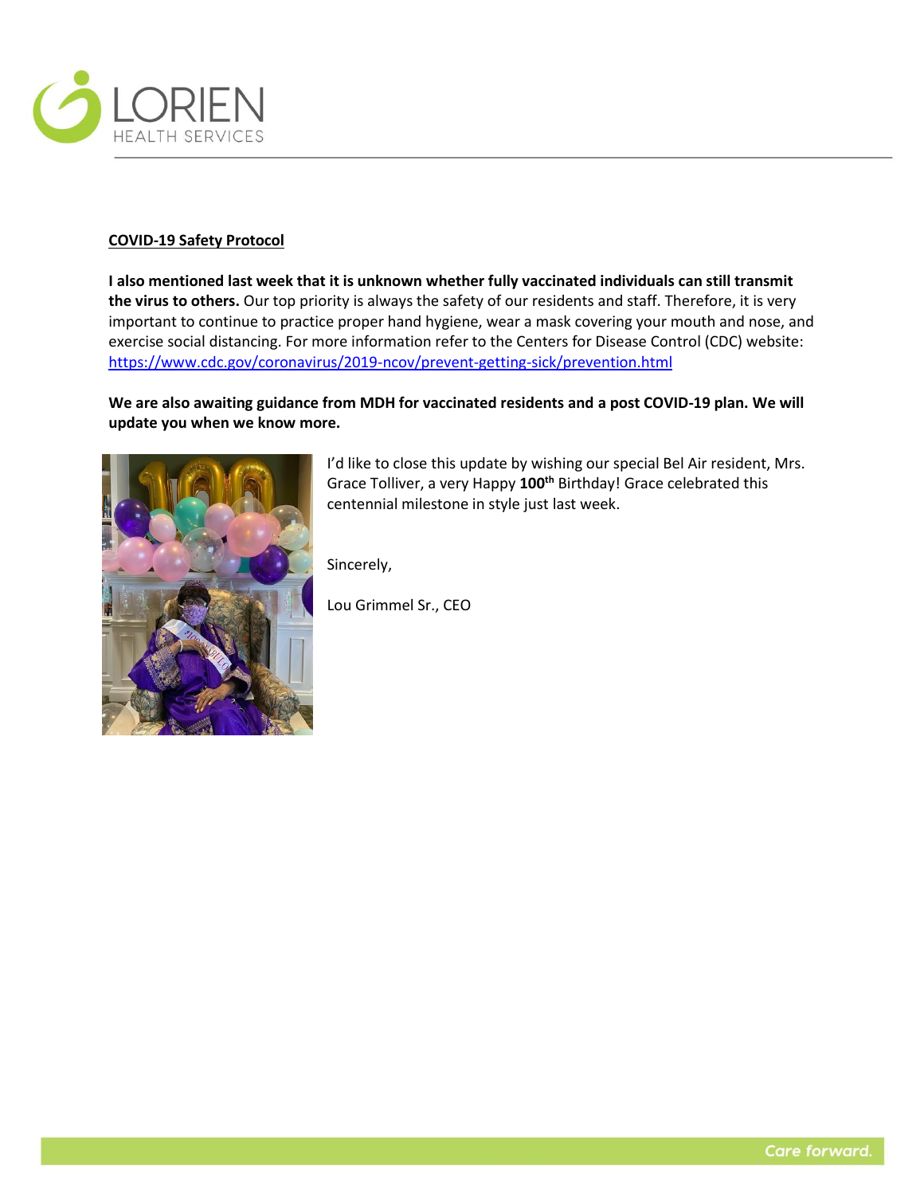**COVID-19 Safety Protocol**

**I also mentioned last week that it is unknown whether fully vaccinated individuals can still transmit the virus to others.** Our top priority is always the safety of our residents and staff. Therefore, it is very important to continue to practice proper hand hygiene, wear a mask covering your mouth and nose, and exercise social distancing. For more information refer to the Centers for Disease Control (CDC) website: https://www.cdc.gov/coronavirus/2019-ncov/prevent-getting-sick/prevention.html

**We are also awaiting guidance from MDH for vaccinated residents and a post COVID-19 plan. We will update you when we know more.**

I'd like to close this update by wishing our special Bel Air resident, Mrs. Grace Tolliver, a very Happy **100th** Birthday! Grace celebrated this centennial milestone in style just last week.

Sincerely,

Lou Grimmel Sr., CEO